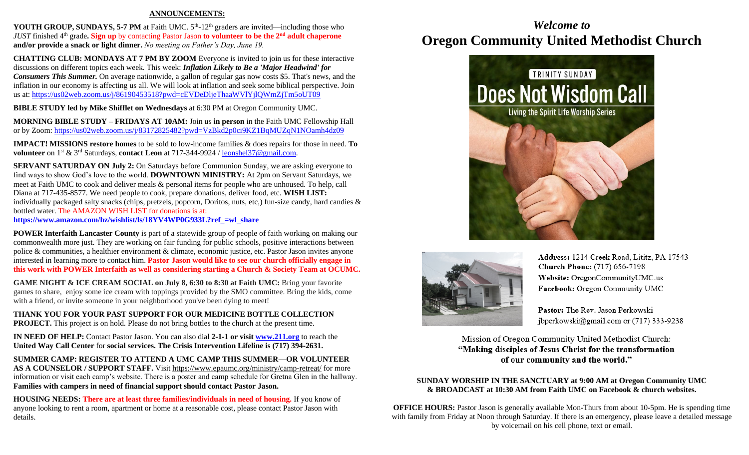## ANNOUNCEMENTS:

**YOUTH GROUP, SUNDAYS, 5-7 PM** at Faith UMC. 5th-12th graders are invited—including those who *JUST* finished 4th grade**. Sign up** by contacting Pastor Jason **to volunteer to be the 2nd adult chaperone and/or provide a snack or light dinner.** *No meeting on Father's Day, June 19.*

**CHATTING CLUB: MONDAYS AT 7 PM BY ZOOM** Everyone is invited to join us for these interactive discussions on different topics each week. This week: ***Inflation Likely to Be a 'Major Headwind' for Consumers This Summer.*** On average nationwide, a gallon of regular gas now costs $5. That's news, and the inflation in our economy is affecting us all. We will look at inflation and seek some biblical perspective. Join us at: https://us02web.zoom.us/j/86190453518?pwd=cEVDeDljeThaaWVlYjlQWmZjTm5oUT09

**BIBLE STUDY led by Mike Shifflet on Wednesdays** at 6:30 PM at Oregon Community UMC.

**MORNING BIBLE STUDY – FRIDAYS AT 10AM:** Join us **in person** in the Faith UMC Fellowship Hall or by Zoom: https://us02web.zoom.us/j/83172825482?pwd=VzBkd2p0ci9KZ1BqMUZqN1NOamh4dz09

**IMPACT! MISSIONS restore homes** to be sold to low-income families & does repairs for those in need. **To volunteer** on 1st & 3rd Saturdays, **contact Leon** at 717-344-9924 / leonshel37@gmail.com.

**SERVANT SATURDAY ON July 2:** On Saturdays before Communion Sunday, we are asking everyone to find ways to show God's love to the world. **DOWNTOWN MINISTRY:** At 2pm on Servant Saturdays, we meet at Faith UMC to cook and deliver meals & personal items for people who are unhoused. To help, call Diana at 717-435-8577. We need people to cook, prepare donations, deliver food, etc. **WISH LIST:** individually packaged salty snacks (chips, pretzels, popcorn, Doritos, nuts, etc,) fun-size candy, hard candies & bottled water. The AMAZON WISH LIST for donations is at: **https://www.amazon.com/hz/wishlist/ls/18YV4WP0G933L?ref_=wl_share**

**POWER Interfaith Lancaster County** is part of a statewide group of people of faith working on making our commonwealth more just. They are working on fair funding for public schools, positive interactions between police & communities, a healthier environment & climate, economic justice, etc. Pastor Jason invites anyone interested in learning more to contact him. **Pastor Jason would like to see our church officially engage in this work with POWER Interfaith as well as considering starting a Church & Society Team at OCUMC.**

**GAME NIGHT & ICE CREAM SOCIAL on July 8, 6:30 to 8:30 at Faith UMC:** Bring your favorite games to share, enjoy some ice cream with toppings provided by the SMO committee. Bring the kids, come with a friend, or invite someone in your neighborhood you've been dying to meet!

**THANK YOU FOR YOUR PAST SUPPORT FOR OUR MEDICINE BOTTLE COLLECTION PROJECT.** This project is on hold. Please do not bring bottles to the church at the present time.

**IN NEED OF HELP:** Contact Pastor Jason. You can also dial **2-1-1 or visit www.211.org** to reach the **United Way Call Center** for **social services. The Crisis Intervention Lifeline is (717) 394-2631.**

**SUMMER CAMP: REGISTER TO ATTEND A UMC CAMP THIS SUMMER—OR VOLUNTEER AS A COUNSELOR / SUPPORT STAFF.** Visit https://www.epaumc.org/ministry/camp-retreat/ for more information or visit each camp's website. There is a poster and camp schedule for Gretna Glen in the hallway. **Families with campers in need of financial support should contact Pastor Jason.**

**HOUSING NEEDS: There are at least three families/individuals in need of housing.** If you know of anyone looking to rent a room, apartment or home at a reasonable cost, please contact Pastor Jason with details.

# *Welcome to*
# Oregon Community United Methodist Church

TRINITY SUNDAY
**Does Not Wisdom Call**
Living the Spirit Life Worship Series

**Address:** 1214 Creek Road, Lititz, PA 17543
**Church Phone:** (717) 656-7198
**Website:** OregonCommunityUMC.us
**Facebook:** Oregon Community UMC

**Pastor:** The Rev. Jason Perkowski
jbperkowski@gmail.com or (717) 333-9238

Mission of Oregon Community United Methodist Church:
**"Making disciples of Jesus Christ for the transformation of our community and the world."**

**SUNDAY WORSHIP IN THE SANCTUARY at 9:00 AM at Oregon Community UMC & BROADCAST at 10:30 AM from Faith UMC on Facebook & church websites.**

**OFFICE HOURS:** Pastor Jason is generally available Mon-Thurs from about 10-5pm. He is spending time with family from Friday at Noon through Saturday. If there is an emergency, please leave a detailed message by voicemail on his cell phone, text or email.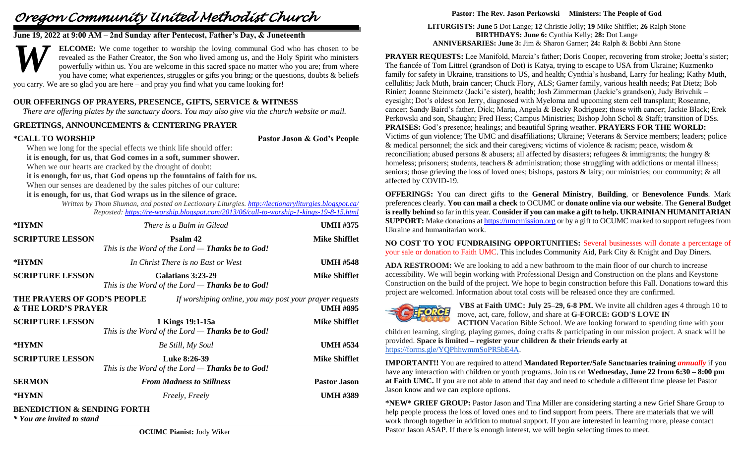# Oregon Community United Methodist Church

**June 19, 2022 at 9:00 AM – 2nd Sunday after Pentecost, Father's Day, & Juneteenth**

**WELCOME:** We come together to worship the loving communal God who has chosen to be revealed as the Father Creator, the Son who lived among us, and the Holy Spirit who ministers powerfully within us. You are welcome in this sacred space no matter who you are; from where you have come; what experiences, struggles or gifts you bring; or the questions, doubts & beliefs you carry. We are so glad you are here – and pray you find what you came looking for!

**OUR OFFERINGS OF PRAYERS, PRESENCE, GIFTS, SERVICE & WITNESS**

*There are offering plates by the sanctuary doors. You may also give via the church website or mail.*

**GREETINGS, ANNOUNCEMENTS & CENTERING PRAYER**

**\*CALL TO WORSHIP** — **Pastor Jason & God's People**

When we long for the special effects we think life should offer:
**it is enough, for us, that God comes in a soft, summer shower.**
When we our hearts are cracked by the drought of doubt:
**it is enough, for us, that God opens up the fountains of faith for us.**
When our senses are deadened by the sales pitches of our culture:
**it is enough, for us, that God wraps us in the silence of grace.**

*Written by Thom Shuman, and posted on Lectionary Liturgies. http://lectionaryliturgies.blogspot.ca/*
*Reposted: https://re-worship.blogspot.com/2013/06/call-to-worship-1-kings-19-8-15.html*

| | | |
|---|---|---|
| **\*HYMN** | *There is a Balm in Gilead* | **UMH #375** |
| **SCRIPTURE LESSON** | **Psalm 42**<br>*This is the Word of the Lord — **Thanks be to God!*** | **Mike Shifflet** |
| **\*HYMN** | *In Christ There is no East or West* | **UMH #548** |
| **SCRIPTURE LESSON** | **Galatians 3:23-29**<br>*This is the Word of the Lord — **Thanks be to God!*** | **Mike Shifflet** |
| **THE PRAYERS OF GOD'S PEOPLE & THE LORD'S PRAYER** | *If worshiping online, you may post your prayer requests* | **UMH #895** |
| **SCRIPTURE LESSON** | **1 Kings 19:1-15a**<br>*This is the Word of the Lord — **Thanks be to God!*** | **Mike Shifflet** |
| **\*HYMN** | *Be Still, My Soul* | **UMH #534** |
| **SCRIPTURE LESSON** | **Luke 8:26-39**<br>*This is the Word of the Lord — **Thanks be to God!*** | **Mike Shifflet** |
| **SERMON** | ***From Madness to Stillness*** | **Pastor Jason** |
| **\*HYMN** | *Freely, Freely* | **UMH #389** |

**BENEDICTION & SENDING FORTH**

***\* You are invited to stand***

**OCUMC Pianist:** Jody Wiker

**Pastor: The Rev. Jason Perkowski Ministers: The People of God**

**LITURGISTS: June 5** Dot Lange; **12** Christie Jolly; **19** Mike Shifflet; **26** Ralph Stone
**BIRTHDAYS: June 6:** Cynthia Kelly; **28:** Dot Lange
**ANNIVERSARIES: June 3:** Jim & Sharon Garner; **24:** Ralph & Bobbi Ann Stone

**PRAYER REQUESTS:** Lee Manifold, Marcia's father; Doris Cooper, recovering from stroke; Joetta's sister; The fiancée of Tom Littrel (grandson of Dot) is Katya, trying to escape to USA from Ukraine; Kuzmenko family for safety in Ukraine, transitions to US, and health; Cynthia's husband, Larry for healing; Kathy Muth, cellulitis; Jack Muth, brain cancer; Chuck Flory, ALS; Garner family, various health needs; Pat Dietz; Bob Rinier; Joanne Steinmetz (Jacki'e sister), health; Josh Zimmerman (Jackie's grandson); Judy Brivchik – eyesight; Dot's oldest son Jerry, diagnosed with Myeloma and upcoming stem cell transplant; Roseanne, cancer; Sandy Baird's father, Dick; Maria, Angela & Becky Rodriguez; those with cancer; Jackie Black; Erek Perkowski and son, Shaughn; Fred Hess; Campus Ministries; Bishop John Schol & Staff; transition of DSs. **PRAISES:** God's presence; healings; and beautiful Spring weather. **PRAYERS FOR THE WORLD:** Victims of gun violence; The UMC and disaffiliations; Ukraine; Veterans & Service members; leaders; police & medical personnel; the sick and their caregivers; victims of violence & racism; peace, wisdom & reconciliation; abused persons & abusers; all affected by disasters; refugees & immigrants; the hungry & homeless; prisoners; students, teachers & administration; those struggling with addictions or mental illness; seniors; those grieving the loss of loved ones; bishops, pastors & laity; our ministries; our community; & all affected by COVID-19.

**OFFERINGS:** You can direct gifts to the **General Ministry**, **Building**, or **Benevolence Funds**. Mark preferences clearly. **You can mail a check** to OCUMC or **donate online via our website**. The **General Budget is really behind** so far in this year. **Consider if you can make a gift to help. UKRAINIAN HUMANITARIAN SUPPORT:** Make donations at https://umcmission.org or by a gift to OCUMC marked to support refugees from Ukraine and humanitarian work.

**NO COST TO YOU FUNDRAISING OPPORTUNITIES:** Several businesses will donate a percentage of your sale or donation to Faith UMC. This includes Community Aid, Park City & Knight and Day Diners.

**ADA RESTROOM:** We are looking to add a new bathroom to the main floor of our church to increase accessibility. We will begin working with Professional Design and Construction on the plans and Keystone Construction on the build of the project. We hope to begin construction before this Fall. Donations toward this project are welcomed. Information about total costs will be released once they are confirmed.

**VBS at Faith UMC: July 25–29, 6-8 PM.** We invite all children ages 4 through 10 to move, act, care, follow, and share at **G-FORCE: GOD'S LOVE IN ACTION** Vacation Bible School. We are looking forward to spending time with your children learning, singing, playing games, doing crafts & participating in our mission project. A snack will be provided. **Space is limited – register your children & their friends early at** https://forms.gle/YQPhhwmmSoPR5bE4A.

**IMPORTANT!!** You are required to attend **Mandated Reporter/Safe Sanctuaries training *annually*** if you have any interaction with children or youth programs. Join us on **Wednesday, June 22 from 6:30 – 8:00 pm at Faith UMC.** If you are not able to attend that day and need to schedule a different time please let Pastor Jason know and we can explore options.

**\*NEW\* GRIEF GROUP:** Pastor Jason and Tina Miller are considering starting a new Grief Share Group to help people process the loss of loved ones and to find support from peers. There are materials that we will work through together in addition to mutual support. If you are interested in learning more, please contact Pastor Jason ASAP. If there is enough interest, we will begin selecting times to meet.